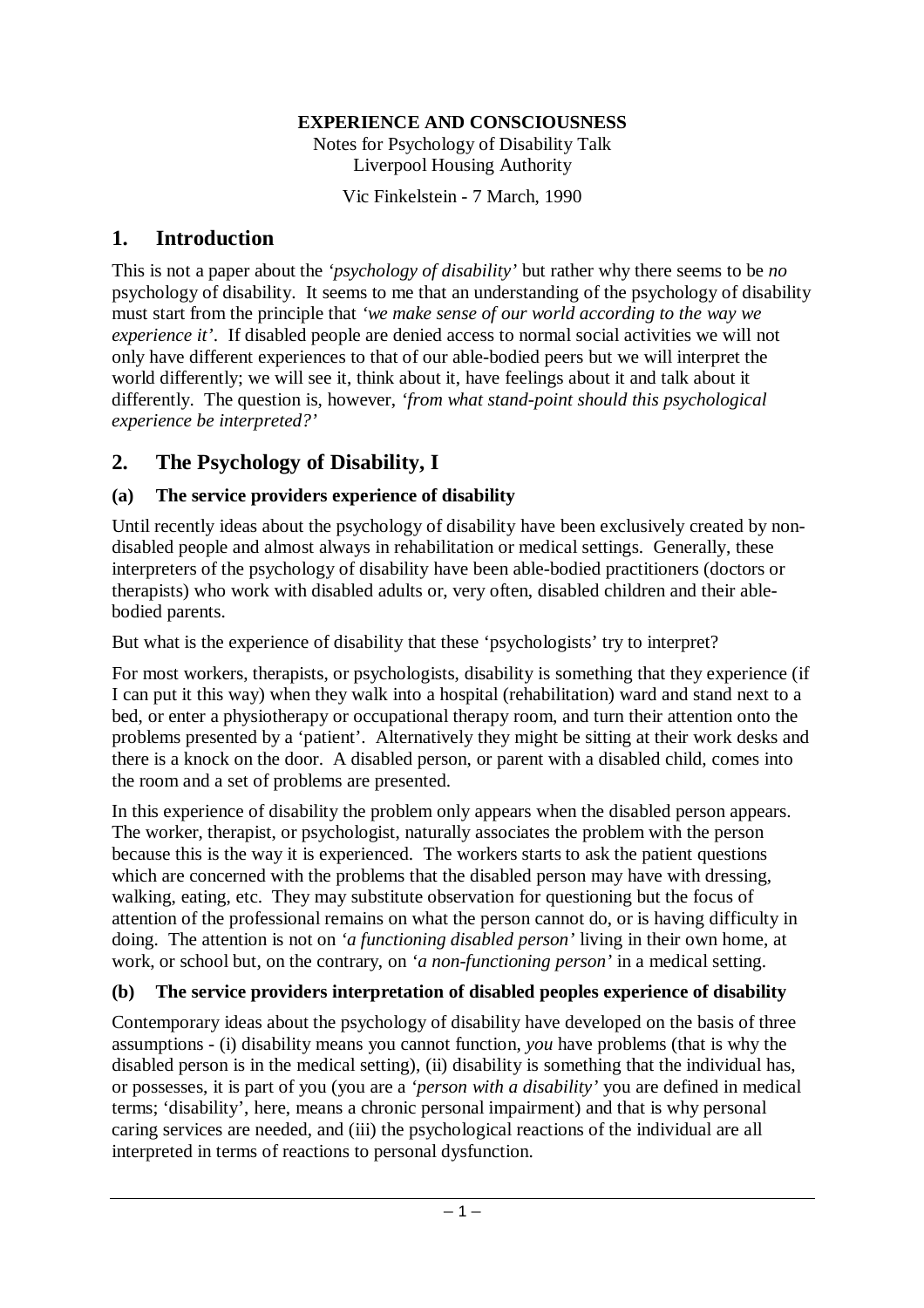**EXPERIENCE AND CONSCIOUSNESS**

Notes for Psychology of Disability Talk
Liverpool Housing Authority

Vic Finkelstein - 7 March, 1990

## 1. Introduction

This is not a paper about the *'psychology of disability'* but rather why there seems to be *no* psychology of disability. It seems to me that an understanding of the psychology of disability must start from the principle that *'we make sense of our world according to the way we experience it'*. If disabled people are denied access to normal social activities we will not only have different experiences to that of our able-bodied peers but we will interpret the world differently; we will see it, think about it, have feelings about it and talk about it differently. The question is, however, *'from what stand-point should this psychological experience be interpreted?'*

## 2. The Psychology of Disability, I

### (a) The service providers experience of disability

Until recently ideas about the psychology of disability have been exclusively created by non-disabled people and almost always in rehabilitation or medical settings. Generally, these interpreters of the psychology of disability have been able-bodied practitioners (doctors or therapists) who work with disabled adults or, very often, disabled children and their able-bodied parents.

But what is the experience of disability that these 'psychologists' try to interpret?

For most workers, therapists, or psychologists, disability is something that they experience (if I can put it this way) when they walk into a hospital (rehabilitation) ward and stand next to a bed, or enter a physiotherapy or occupational therapy room, and turn their attention onto the problems presented by a 'patient'. Alternatively they might be sitting at their work desks and there is a knock on the door. A disabled person, or parent with a disabled child, comes into the room and a set of problems are presented.

In this experience of disability the problem only appears when the disabled person appears. The worker, therapist, or psychologist, naturally associates the problem with the person because this is the way it is experienced. The workers starts to ask the patient questions which are concerned with the problems that the disabled person may have with dressing, walking, eating, etc. They may substitute observation for questioning but the focus of attention of the professional remains on what the person cannot do, or is having difficulty in doing. The attention is not on *'a functioning disabled person'* living in their own home, at work, or school but, on the contrary, on *'a non-functioning person'* in a medical setting.

### (b) The service providers interpretation of disabled peoples experience of disability

Contemporary ideas about the psychology of disability have developed on the basis of three assumptions - (i) disability means you cannot function, *you* have problems (that is why the disabled person is in the medical setting), (ii) disability is something that the individual has, or possesses, it is part of you (you are a *'person with a disability'* you are defined in medical terms; 'disability', here, means a chronic personal impairment) and that is why personal caring services are needed, and (iii) the psychological reactions of the individual are all interpreted in terms of reactions to personal dysfunction.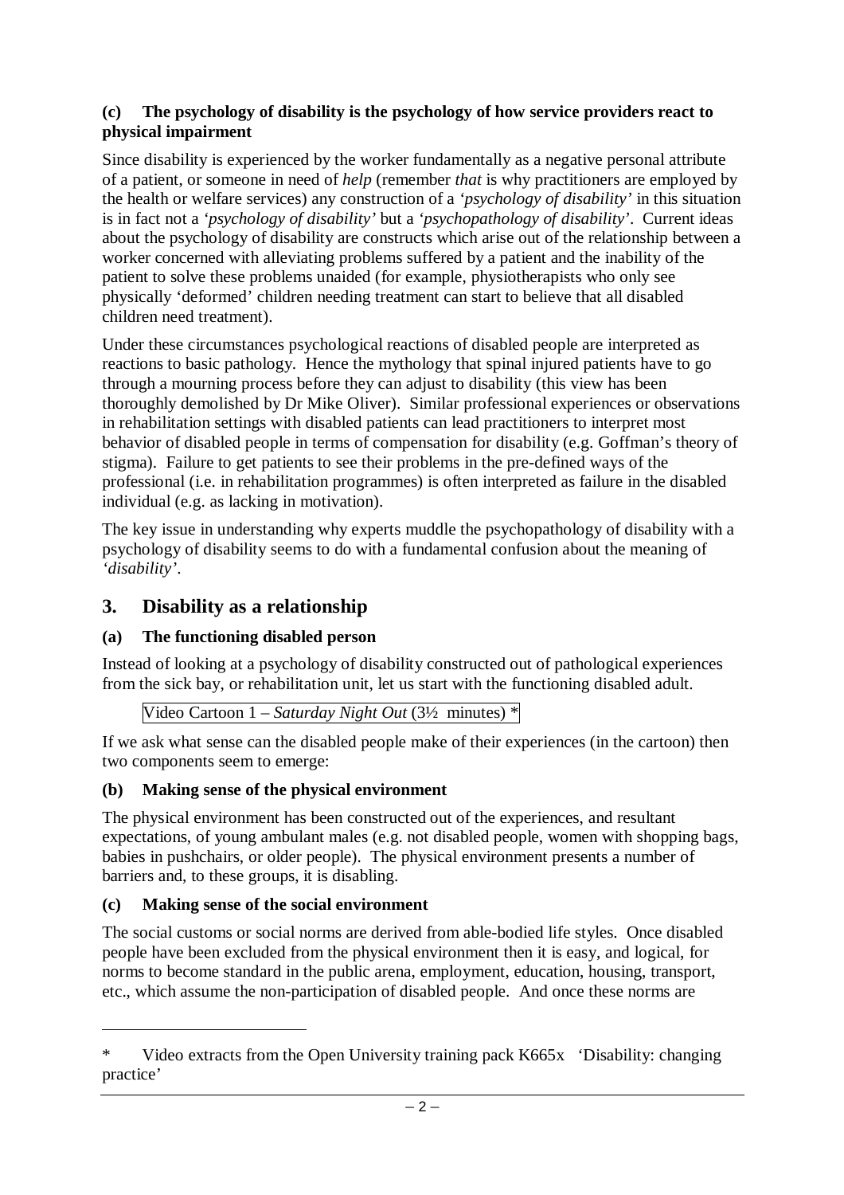**(c) The psychology of disability is the psychology of how service providers react to physical impairment**

Since disability is experienced by the worker fundamentally as a negative personal attribute of a patient, or someone in need of *help* (remember *that* is why practitioners are employed by the health or welfare services) any construction of a *'psychology of disability'* in this situation is in fact not a *'psychology of disability'* but a *'psychopathology of disability'*. Current ideas about the psychology of disability are constructs which arise out of the relationship between a worker concerned with alleviating problems suffered by a patient and the inability of the patient to solve these problems unaided (for example, physiotherapists who only see physically 'deformed' children needing treatment can start to believe that all disabled children need treatment).

Under these circumstances psychological reactions of disabled people are interpreted as reactions to basic pathology. Hence the mythology that spinal injured patients have to go through a mourning process before they can adjust to disability (this view has been thoroughly demolished by Dr Mike Oliver). Similar professional experiences or observations in rehabilitation settings with disabled patients can lead practitioners to interpret most behavior of disabled people in terms of compensation for disability (e.g. Goffman's theory of stigma). Failure to get patients to see their problems in the pre-defined ways of the professional (i.e. in rehabilitation programmes) is often interpreted as failure in the disabled individual (e.g. as lacking in motivation).

The key issue in understanding why experts muddle the psychopathology of disability with a psychology of disability seems to do with a fundamental confusion about the meaning of *'disability'*.

## 3. Disability as a relationship

**(a) The functioning disabled person**

Instead of looking at a psychology of disability constructed out of pathological experiences from the sick bay, or rehabilitation unit, let us start with the functioning disabled adult.

Video Cartoon 1 – *Saturday Night Out* (3½ minutes) *

If we ask what sense can the disabled people make of their experiences (in the cartoon) then two components seem to emerge:

**(b) Making sense of the physical environment**

The physical environment has been constructed out of the experiences, and resultant expectations, of young ambulant males (e.g. not disabled people, women with shopping bags, babies in pushchairs, or older people). The physical environment presents a number of barriers and, to these groups, it is disabling.

**(c) Making sense of the social environment**

The social customs or social norms are derived from able-bodied life styles. Once disabled people have been excluded from the physical environment then it is easy, and logical, for norms to become standard in the public arena, employment, education, housing, transport, etc., which assume the non-participation of disabled people. And once these norms are

---

* Video extracts from the Open University training pack K665x 'Disability: changing practice'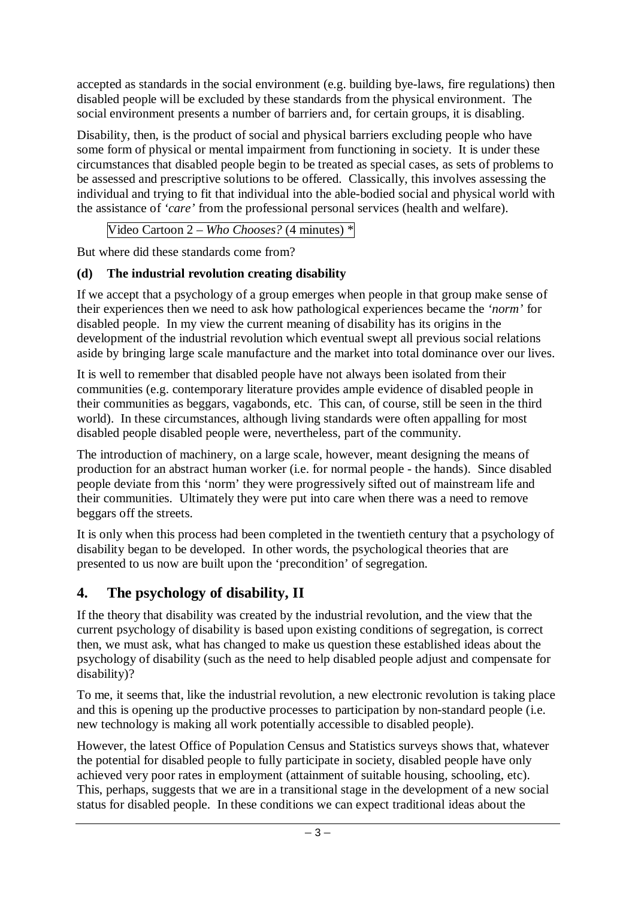accepted as standards in the social environment (e.g. building bye-laws, fire regulations) then disabled people will be excluded by these standards from the physical environment. The social environment presents a number of barriers and, for certain groups, it is disabling.

Disability, then, is the product of social and physical barriers excluding people who have some form of physical or mental impairment from functioning in society. It is under these circumstances that disabled people begin to be treated as special cases, as sets of problems to be assessed and prescriptive solutions to be offered. Classically, this involves assessing the individual and trying to fit that individual into the able-bodied social and physical world with the assistance of *'care'* from the professional personal services (health and welfare).

Video Cartoon 2 – *Who Chooses?* (4 minutes) *

But where did these standards come from?

### (d) The industrial revolution creating disability

If we accept that a psychology of a group emerges when people in that group make sense of their experiences then we need to ask how pathological experiences became the *'norm'* for disabled people. In my view the current meaning of disability has its origins in the development of the industrial revolution which eventual swept all previous social relations aside by bringing large scale manufacture and the market into total dominance over our lives.

It is well to remember that disabled people have not always been isolated from their communities (e.g. contemporary literature provides ample evidence of disabled people in their communities as beggars, vagabonds, etc. This can, of course, still be seen in the third world). In these circumstances, although living standards were often appalling for most disabled people disabled people were, nevertheless, part of the community.

The introduction of machinery, on a large scale, however, meant designing the means of production for an abstract human worker (i.e. for normal people - the hands). Since disabled people deviate from this 'norm' they were progressively sifted out of mainstream life and their communities. Ultimately they were put into care when there was a need to remove beggars off the streets.

It is only when this process had been completed in the twentieth century that a psychology of disability began to be developed. In other words, the psychological theories that are presented to us now are built upon the 'precondition' of segregation.

## 4. The psychology of disability, II

If the theory that disability was created by the industrial revolution, and the view that the current psychology of disability is based upon existing conditions of segregation, is correct then, we must ask, what has changed to make us question these established ideas about the psychology of disability (such as the need to help disabled people adjust and compensate for disability)?

To me, it seems that, like the industrial revolution, a new electronic revolution is taking place and this is opening up the productive processes to participation by non-standard people (i.e. new technology is making all work potentially accessible to disabled people).

However, the latest Office of Population Census and Statistics surveys shows that, whatever the potential for disabled people to fully participate in society, disabled people have only achieved very poor rates in employment (attainment of suitable housing, schooling, etc). This, perhaps, suggests that we are in a transitional stage in the development of a new social status for disabled people. In these conditions we can expect traditional ideas about the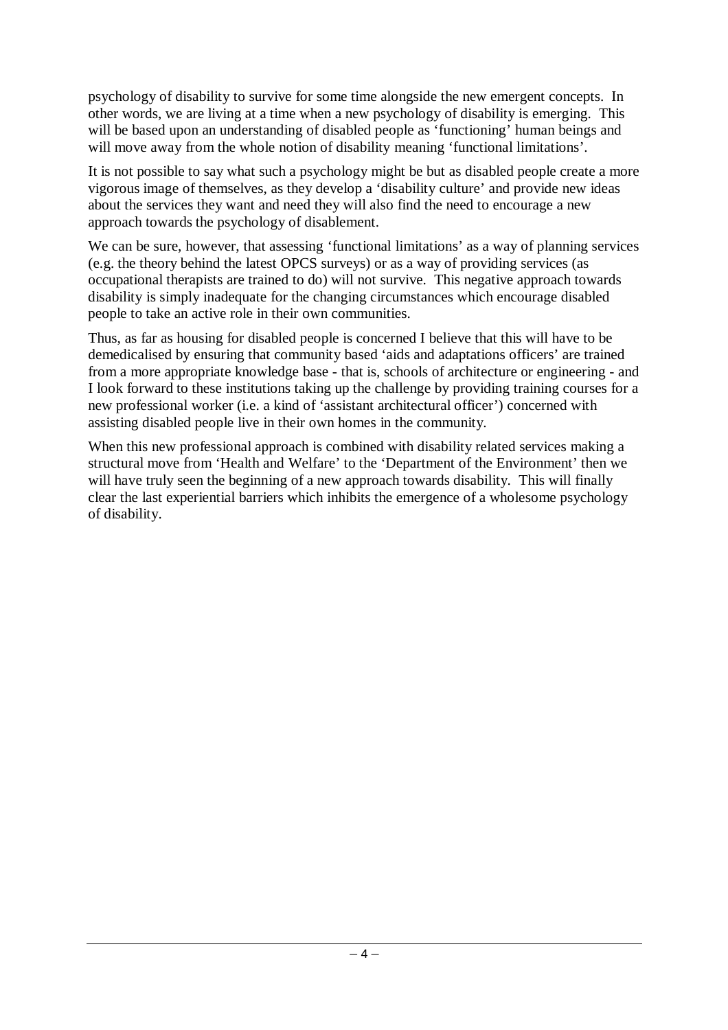psychology of disability to survive for some time alongside the new emergent concepts. In other words, we are living at a time when a new psychology of disability is emerging. This will be based upon an understanding of disabled people as 'functioning' human beings and will move away from the whole notion of disability meaning 'functional limitations'.

It is not possible to say what such a psychology might be but as disabled people create a more vigorous image of themselves, as they develop a 'disability culture' and provide new ideas about the services they want and need they will also find the need to encourage a new approach towards the psychology of disablement.

We can be sure, however, that assessing 'functional limitations' as a way of planning services (e.g. the theory behind the latest OPCS surveys) or as a way of providing services (as occupational therapists are trained to do) will not survive. This negative approach towards disability is simply inadequate for the changing circumstances which encourage disabled people to take an active role in their own communities.

Thus, as far as housing for disabled people is concerned I believe that this will have to be demedicalised by ensuring that community based 'aids and adaptations officers' are trained from a more appropriate knowledge base - that is, schools of architecture or engineering - and I look forward to these institutions taking up the challenge by providing training courses for a new professional worker (i.e. a kind of 'assistant architectural officer') concerned with assisting disabled people live in their own homes in the community.

When this new professional approach is combined with disability related services making a structural move from 'Health and Welfare' to the 'Department of the Environment' then we will have truly seen the beginning of a new approach towards disability. This will finally clear the last experiential barriers which inhibits the emergence of a wholesome psychology of disability.